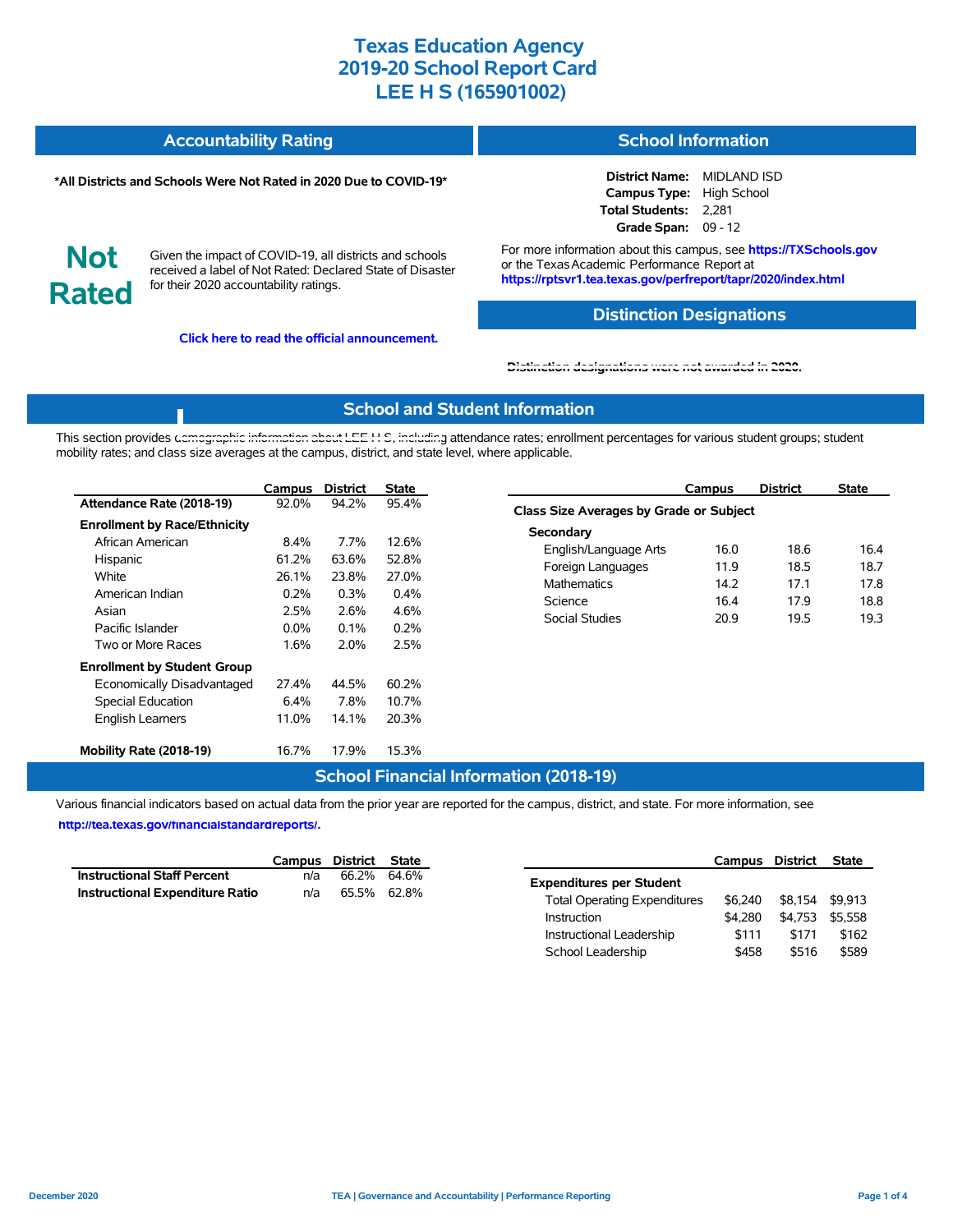# Texas Education Agency
# 2019-20 School Report Card
# LEE H S (165901002)

## Accountability Rating

**\*All Districts and Schools Were Not Rated in 2020 Due to COVID-19\***

**Not Rated**

Given the impact of COVID-19, all districts and schools received a label of Not Rated: Declared State of Disaster for their 2020 accountability ratings.

**Click here to read the official announcement.**

## School Information

**District Name:** MIDLAND ISD
**Campus Type:** High School
**Total Students:** 2,281
**Grade Span:** 09 - 12

For more information about this campus, see **https://TXSchools.gov** or the Texas Academic Performance Report at **https://rptsvr1.tea.texas.gov/perfreport/tapr/2020/index.html**

## Distinction Designations

Distinction designations were not awarded in 2020.

## School and Student Information

This section provides demographic information about LEE H S, including attendance rates; enrollment percentages for various student groups; student mobility rates; and class size averages at the campus, district, and state level, where applicable.

| | Campus | District | State |
|---|---|---|---|
| **Attendance Rate (2018-19)** | 92.0% | 94.2% | 95.4% |
| **Enrollment by Race/Ethnicity** | | | |
| African American | 8.4% | 7.7% | 12.6% |
| Hispanic | 61.2% | 63.6% | 52.8% |
| White | 26.1% | 23.8% | 27.0% |
| American Indian | 0.2% | 0.3% | 0.4% |
| Asian | 2.5% | 2.6% | 4.6% |
| Pacific Islander | 0.0% | 0.1% | 0.2% |
| Two or More Races | 1.6% | 2.0% | 2.5% |
| **Enrollment by Student Group** | | | |
| Economically Disadvantaged | 27.4% | 44.5% | 60.2% |
| Special Education | 6.4% | 7.8% | 10.7% |
| English Learners | 11.0% | 14.1% | 20.3% |
| **Mobility Rate (2018-19)** | 16.7% | 17.9% | 15.3% |

| | Campus | District | State |
|---|---|---|---|
| **Class Size Averages by Grade or Subject** | | | |
| **Secondary** | | | |
| English/Language Arts | 16.0 | 18.6 | 16.4 |
| Foreign Languages | 11.9 | 18.5 | 18.7 |
| Mathematics | 14.2 | 17.1 | 17.8 |
| Science | 16.4 | 17.9 | 18.8 |
| Social Studies | 20.9 | 19.5 | 19.3 |

## School Financial Information (2018-19)

Various financial indicators based on actual data from the prior year are reported for the campus, district, and state. For more information, see **http://tea.texas.gov/financialstandardreports/**.

| | Campus | District | State |
|---|---|---|---|
| **Instructional Staff Percent** | n/a | 66.2% | 64.6% |
| **Instructional Expenditure Ratio** | n/a | 65.5% | 62.8% |

| | Campus | District | State |
|---|---|---|---|
| **Expenditures per Student** | | | |
| Total Operating Expenditures | $6,240 | $8,154 | $9,913 |
| Instruction | $4,280 | $4,753 | $5,558 |
| Instructional Leadership | $111 | $171 | $162 |
| School Leadership | $458 | $516 | $589 |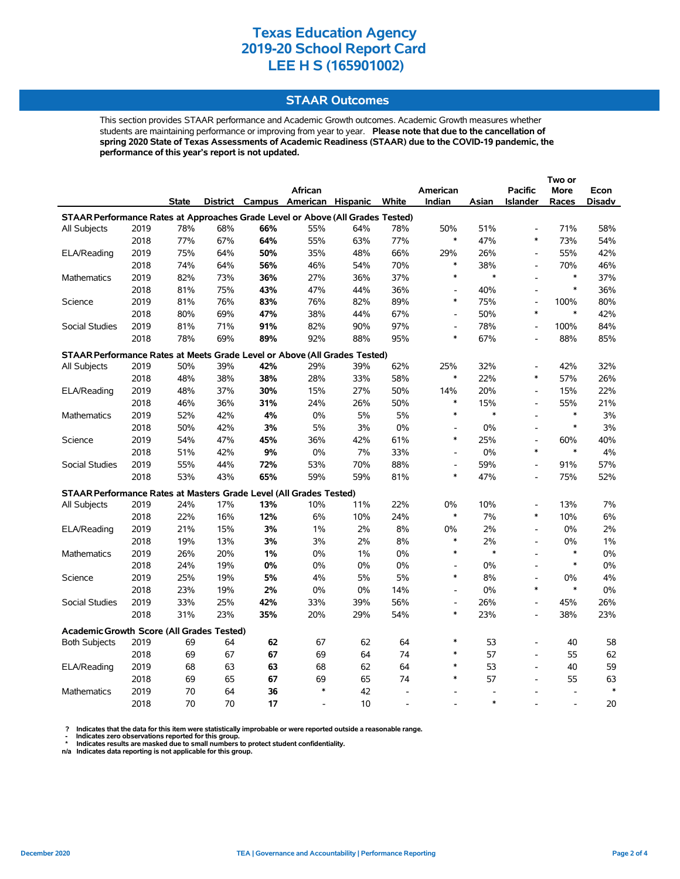# Texas Education Agency
# 2019-20 School Report Card
# LEE H S (165901002)

## STAAR Outcomes

This section provides STAAR performance and Academic Growth outcomes. Academic Growth measures whether students are maintaining performance or improving from year to year. **Please note that due to the cancellation of spring 2020 State of Texas Assessments of Academic Readiness (STAAR) due to the COVID-19 pandemic, the performance of this year's report is not updated.**

| | | State | District | Campus | African American | Hispanic | White | American Indian | Asian | Pacific Islander | Two or More Races | Econ Disadv |
|---|---|---|---|---|---|---|---|---|---|---|---|---|
| **STAAR Performance Rates at Approaches Grade Level or Above (All Grades Tested)** | | | | | | | | | | | | |
| All Subjects | 2019 | 78% | 68% | **66%** | 55% | 64% | 78% | 50% | 51% | - | 71% | 58% |
| | 2018 | 77% | 67% | **64%** | 55% | 63% | 77% | * | 47% | * | 73% | 54% |
| ELA/Reading | 2019 | 75% | 64% | **50%** | 35% | 48% | 66% | 29% | 26% | - | 55% | 42% |
| | 2018 | 74% | 64% | **56%** | 46% | 54% | 70% | * | 38% | - | 70% | 46% |
| Mathematics | 2019 | 82% | 73% | **36%** | 27% | 36% | 37% | * | * | - | * | 37% |
| | 2018 | 81% | 75% | **43%** | 47% | 44% | 36% | - | 40% | - | * | 36% |
| Science | 2019 | 81% | 76% | **83%** | 76% | 82% | 89% | * | 75% | - | 100% | 80% |
| | 2018 | 80% | 69% | **47%** | 38% | 44% | 67% | - | 50% | * | * | 42% |
| Social Studies | 2019 | 81% | 71% | **91%** | 82% | 90% | 97% | - | 78% | - | 100% | 84% |
| | 2018 | 78% | 69% | **89%** | 92% | 88% | 95% | * | 67% | - | 88% | 85% |
| **STAAR Performance Rates at Meets Grade Level or Above (All Grades Tested)** | | | | | | | | | | | | |
| All Subjects | 2019 | 50% | 39% | **42%** | 29% | 39% | 62% | 25% | 32% | - | 42% | 32% |
| | 2018 | 48% | 38% | **38%** | 28% | 33% | 58% | * | 22% | * | 57% | 26% |
| ELA/Reading | 2019 | 48% | 37% | **30%** | 15% | 27% | 50% | 14% | 20% | - | 15% | 22% |
| | 2018 | 46% | 36% | **31%** | 24% | 26% | 50% | * | 15% | - | 55% | 21% |
| Mathematics | 2019 | 52% | 42% | **4%** | 0% | 5% | 5% | * | * | - | * | 3% |
| | 2018 | 50% | 42% | **3%** | 5% | 3% | 0% | - | 0% | - | * | 3% |
| Science | 2019 | 54% | 47% | **45%** | 36% | 42% | 61% | * | 25% | - | 60% | 40% |
| | 2018 | 51% | 42% | **9%** | 0% | 7% | 33% | - | 0% | * | * | 4% |
| Social Studies | 2019 | 55% | 44% | **72%** | 53% | 70% | 88% | - | 59% | - | 91% | 57% |
| | 2018 | 53% | 43% | **65%** | 59% | 59% | 81% | * | 47% | - | 75% | 52% |
| **STAAR Performance Rates at Masters Grade Level (All Grades Tested)** | | | | | | | | | | | | |
| All Subjects | 2019 | 24% | 17% | **13%** | 10% | 11% | 22% | 0% | 10% | - | 13% | 7% |
| | 2018 | 22% | 16% | **12%** | 6% | 10% | 24% | * | 7% | * | 10% | 6% |
| ELA/Reading | 2019 | 21% | 15% | **3%** | 1% | 2% | 8% | 0% | 2% | - | 0% | 2% |
| | 2018 | 19% | 13% | **3%** | 3% | 2% | 8% | * | 2% | - | 0% | 1% |
| Mathematics | 2019 | 26% | 20% | **1%** | 0% | 1% | 0% | * | * | - | * | 0% |
| | 2018 | 24% | 19% | **0%** | 0% | 0% | 0% | - | 0% | - | * | 0% |
| Science | 2019 | 25% | 19% | **5%** | 4% | 5% | 5% | * | 8% | - | 0% | 4% |
| | 2018 | 23% | 19% | **2%** | 0% | 0% | 14% | - | 0% | * | * | 0% |
| Social Studies | 2019 | 33% | 25% | **42%** | 33% | 39% | 56% | - | 26% | - | 45% | 26% |
| | 2018 | 31% | 23% | **35%** | 20% | 29% | 54% | * | 23% | - | 38% | 23% |
| **Academic Growth Score (All Grades Tested)** | | | | | | | | | | | | |
| Both Subjects | 2019 | 69 | 64 | **62** | 67 | 62 | 64 | * | 53 | - | 40 | 58 |
| | 2018 | 69 | 67 | **67** | 69 | 64 | 74 | * | 57 | - | 55 | 62 |
| ELA/Reading | 2019 | 68 | 63 | **63** | 68 | 62 | 64 | * | 53 | - | 40 | 59 |
| | 2018 | 69 | 65 | **67** | 69 | 65 | 74 | * | 57 | - | 55 | 63 |
| Mathematics | 2019 | 70 | 64 | **36** | * | 42 | - | - | - | - | - | * |
| | 2018 | 70 | 70 | **17** | - | 10 | - | - | * | - | - | 20 |

? Indicates that the data for this item were statistically improbable or were reported outside a reasonable range.
\- Indicates zero observations reported for this group.
\* Indicates results are masked due to small numbers to protect student confidentiality.
n/a Indicates data reporting is not applicable for this group.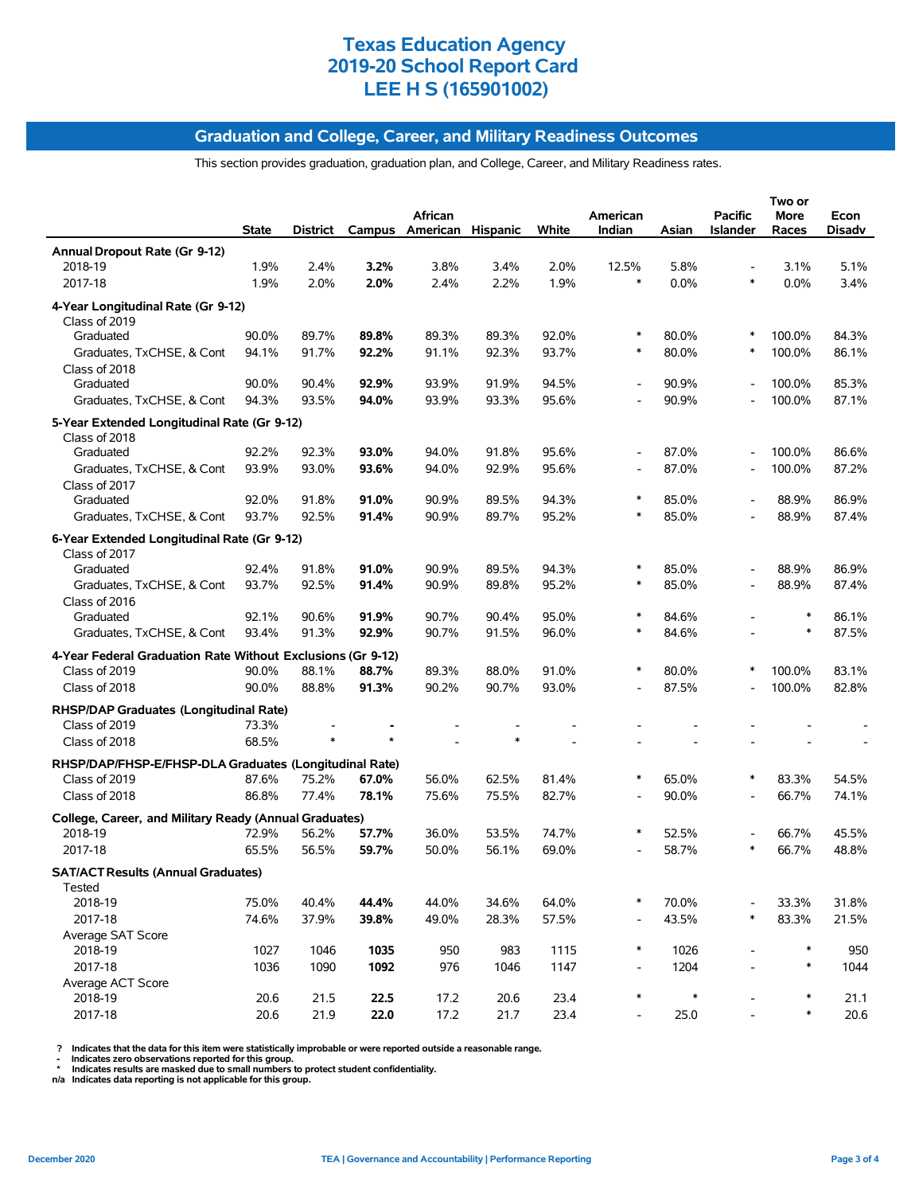# Texas Education Agency
# 2019-20 School Report Card
# LEE H S (165901002)

## Graduation and College, Career, and Military Readiness Outcomes

This section provides graduation, graduation plan, and College, Career, and Military Readiness rates.

| | State | District | Campus | African American | Hispanic | White | American Indian | Asian | Pacific Islander | Two or More Races | Econ Disadv |
|---|---|---|---|---|---|---|---|---|---|---|---|
| **Annual Dropout Rate (Gr 9-12)** | | | | | | | | | | | |
| 2018-19 | 1.9% | 2.4% | **3.2%** | 3.8% | 3.4% | 2.0% | 12.5% | 5.8% | - | 3.1% | 5.1% |
| 2017-18 | 1.9% | 2.0% | **2.0%** | 2.4% | 2.2% | 1.9% | * | 0.0% | * | 0.0% | 3.4% |
| **4-Year Longitudinal Rate (Gr 9-12)** | | | | | | | | | | | |
| Class of 2019 | | | | | | | | | | | |
| Graduated | 90.0% | 89.7% | **89.8%** | 89.3% | 89.3% | 92.0% | * | 80.0% | * | 100.0% | 84.3% |
| Graduates, TxCHSE, & Cont | 94.1% | 91.7% | **92.2%** | 91.1% | 92.3% | 93.7% | * | 80.0% | * | 100.0% | 86.1% |
| Class of 2018 | | | | | | | | | | | |
| Graduated | 90.0% | 90.4% | **92.9%** | 93.9% | 91.9% | 94.5% | - | 90.9% | - | 100.0% | 85.3% |
| Graduates, TxCHSE, & Cont | 94.3% | 93.5% | **94.0%** | 93.9% | 93.3% | 95.6% | - | 90.9% | - | 100.0% | 87.1% |
| **5-Year Extended Longitudinal Rate (Gr 9-12)** | | | | | | | | | | | |
| Class of 2018 | | | | | | | | | | | |
| Graduated | 92.2% | 92.3% | **93.0%** | 94.0% | 91.8% | 95.6% | - | 87.0% | - | 100.0% | 86.6% |
| Graduates, TxCHSE, & Cont | 93.9% | 93.0% | **93.6%** | 94.0% | 92.9% | 95.6% | - | 87.0% | - | 100.0% | 87.2% |
| Class of 2017 | | | | | | | | | | | |
| Graduated | 92.0% | 91.8% | **91.0%** | 90.9% | 89.5% | 94.3% | * | 85.0% | - | 88.9% | 86.9% |
| Graduates, TxCHSE, & Cont | 93.7% | 92.5% | **91.4%** | 90.9% | 89.7% | 95.2% | * | 85.0% | - | 88.9% | 87.4% |
| **6-Year Extended Longitudinal Rate (Gr 9-12)** | | | | | | | | | | | |
| Class of 2017 | | | | | | | | | | | |
| Graduated | 92.4% | 91.8% | **91.0%** | 90.9% | 89.5% | 94.3% | * | 85.0% | - | 88.9% | 86.9% |
| Graduates, TxCHSE, & Cont | 93.7% | 92.5% | **91.4%** | 90.9% | 89.8% | 95.2% | * | 85.0% | - | 88.9% | 87.4% |
| Class of 2016 | | | | | | | | | | | |
| Graduated | 92.1% | 90.6% | **91.9%** | 90.7% | 90.4% | 95.0% | * | 84.6% | - | * | 86.1% |
| Graduates, TxCHSE, & Cont | 93.4% | 91.3% | **92.9%** | 90.7% | 91.5% | 96.0% | * | 84.6% | - | * | 87.5% |
| **4-Year Federal Graduation Rate Without Exclusions (Gr 9-12)** | | | | | | | | | | | |
| Class of 2019 | 90.0% | 88.1% | **88.7%** | 89.3% | 88.0% | 91.0% | * | 80.0% | * | 100.0% | 83.1% |
| Class of 2018 | 90.0% | 88.8% | **91.3%** | 90.2% | 90.7% | 93.0% | - | 87.5% | - | 100.0% | 82.8% |
| **RHSP/DAP Graduates (Longitudinal Rate)** | | | | | | | | | | | |
| Class of 2019 | 73.3% | - | **-** | - | - | - | - | - | - | - | - |
| Class of 2018 | 68.5% | * | * | - | * | - | - | - | - | - | - |
| **RHSP/DAP/FHSP-E/FHSP-DLA Graduates (Longitudinal Rate)** | | | | | | | | | | | |
| Class of 2019 | 87.6% | 75.2% | **67.0%** | 56.0% | 62.5% | 81.4% | * | 65.0% | * | 83.3% | 54.5% |
| Class of 2018 | 86.8% | 77.4% | **78.1%** | 75.6% | 75.5% | 82.7% | - | 90.0% | - | 66.7% | 74.1% |
| **College, Career, and Military Ready (Annual Graduates)** | | | | | | | | | | | |
| 2018-19 | 72.9% | 56.2% | **57.7%** | 36.0% | 53.5% | 74.7% | * | 52.5% | - | 66.7% | 45.5% |
| 2017-18 | 65.5% | 56.5% | **59.7%** | 50.0% | 56.1% | 69.0% | - | 58.7% | * | 66.7% | 48.8% |
| **SAT/ACT Results (Annual Graduates)** | | | | | | | | | | | |
| Tested | | | | | | | | | | | |
| 2018-19 | 75.0% | 40.4% | **44.4%** | 44.0% | 34.6% | 64.0% | * | 70.0% | - | 33.3% | 31.8% |
| 2017-18 | 74.6% | 37.9% | **39.8%** | 49.0% | 28.3% | 57.5% | - | 43.5% | * | 83.3% | 21.5% |
| Average SAT Score | | | | | | | | | | | |
| 2018-19 | 1027 | 1046 | **1035** | 950 | 983 | 1115 | * | 1026 | - | * | 950 |
| 2017-18 | 1036 | 1090 | **1092** | 976 | 1046 | 1147 | - | 1204 | - | * | 1044 |
| Average ACT Score | | | | | | | | | | | |
| 2018-19 | 20.6 | 21.5 | **22.5** | 17.2 | 20.6 | 23.4 | * | * | - | * | 21.1 |
| 2017-18 | 20.6 | 21.9 | **22.0** | 17.2 | 21.7 | 23.4 | - | 25.0 | - | * | 20.6 |

? Indicates that the data for this item were statistically improbable or were reported outside a reasonable range.
- Indicates zero observations reported for this group.
* Indicates results are masked due to small numbers to protect student confidentiality.
n/a Indicates data reporting is not applicable for this group.